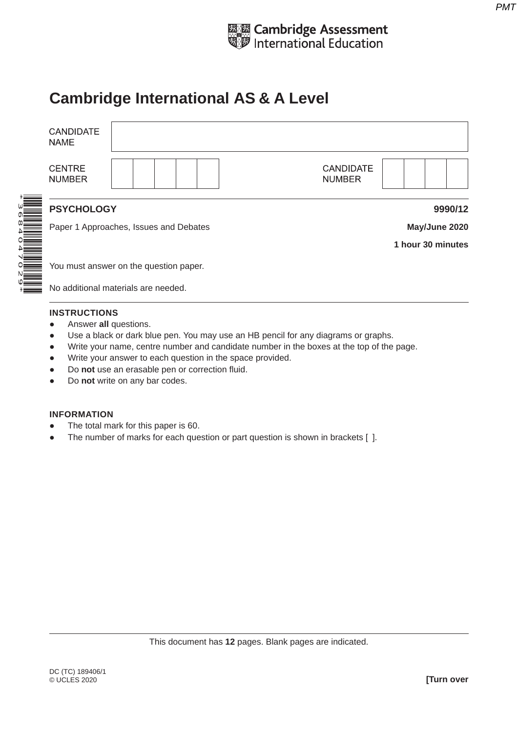Cambridge Assessment International Education

# Cambridge International AS & A Level

| CANDIDATE NAME | |
|---|---|

| CENTRE NUMBER | | CANDIDATE NUMBER | |
|---|---|---|---|

*3684047029*

**PSYCHOLOGY** **9990/12**

Paper 1 Approaches, Issues and Debates **May/June 2020**

**1 hour 30 minutes**

You must answer on the question paper.

No additional materials are needed.

**INSTRUCTIONS**

- Answer **all** questions.
- Use a black or dark blue pen. You may use an HB pencil for any diagrams or graphs.
- Write your name, centre number and candidate number in the boxes at the top of the page.
- Write your answer to each question in the space provided.
- Do **not** use an erasable pen or correction fluid.
- Do **not** write on any bar codes.

**INFORMATION**

- The total mark for this paper is 60.
- The number of marks for each question or part question is shown in brackets [ ].

This document has **12** pages. Blank pages are indicated.

DC (TC) 189406/1
© UCLES 2020 **[Turn over**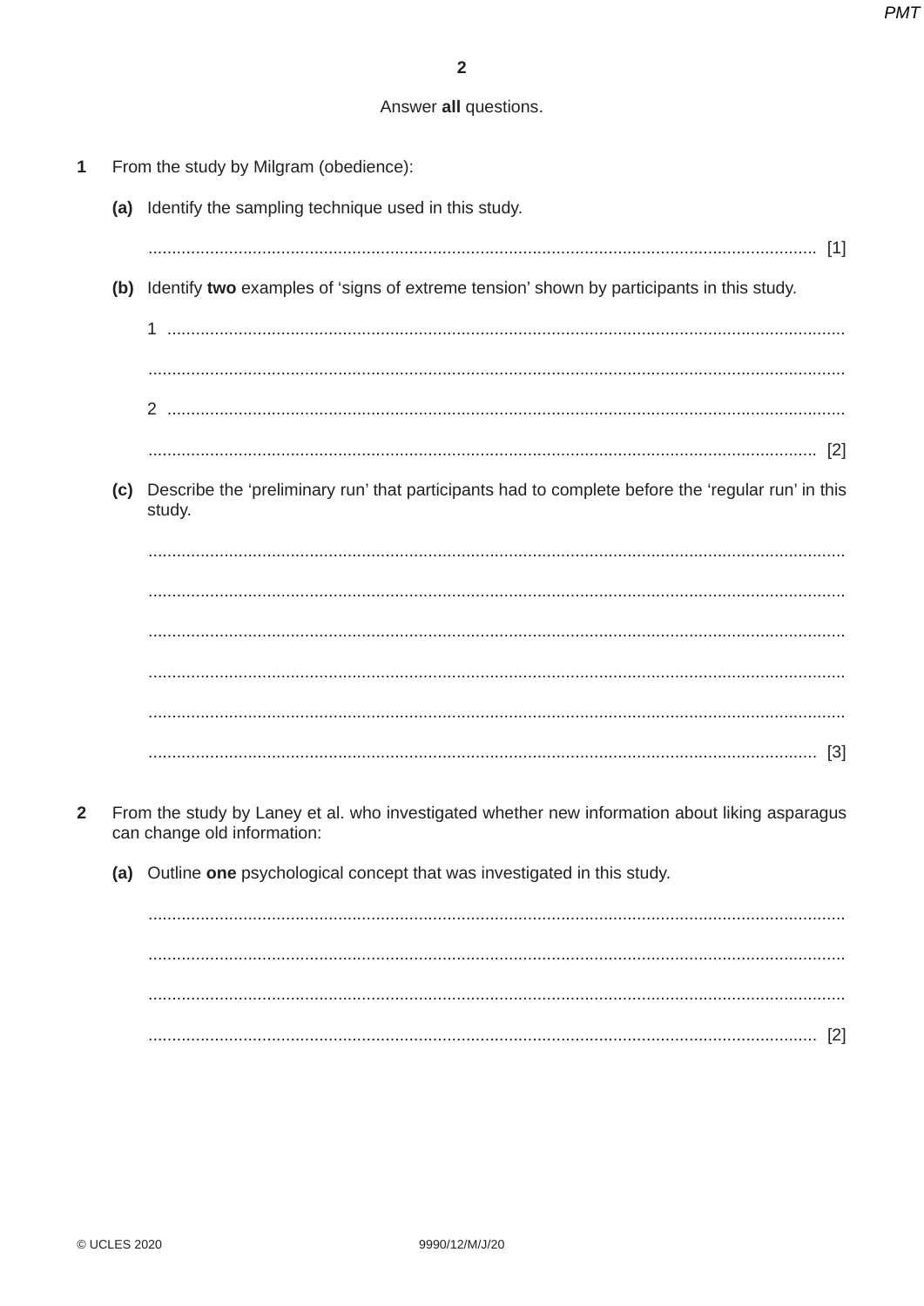Answer **all** questions.

**1** From the study by Milgram (obedience):

**(a)** Identify the sampling technique used in this study.

.......................................................................................................................................... [1]

**(b)** Identify **two** examples of 'signs of extreme tension' shown by participants in this study.

1 ..........................................................................................................................................

..........................................................................................................................................

2 ..........................................................................................................................................

.......................................................................................................................................... [2]

**(c)** Describe the 'preliminary run' that participants had to complete before the 'regular run' in this study.

..........................................................................................................................................

..........................................................................................................................................

..........................................................................................................................................

..........................................................................................................................................

..........................................................................................................................................

.......................................................................................................................................... [3]

**2** From the study by Laney et al. who investigated whether new information about liking asparagus can change old information:

**(a)** Outline **one** psychological concept that was investigated in this study.

..........................................................................................................................................

..........................................................................................................................................

..........................................................................................................................................

.......................................................................................................................................... [2]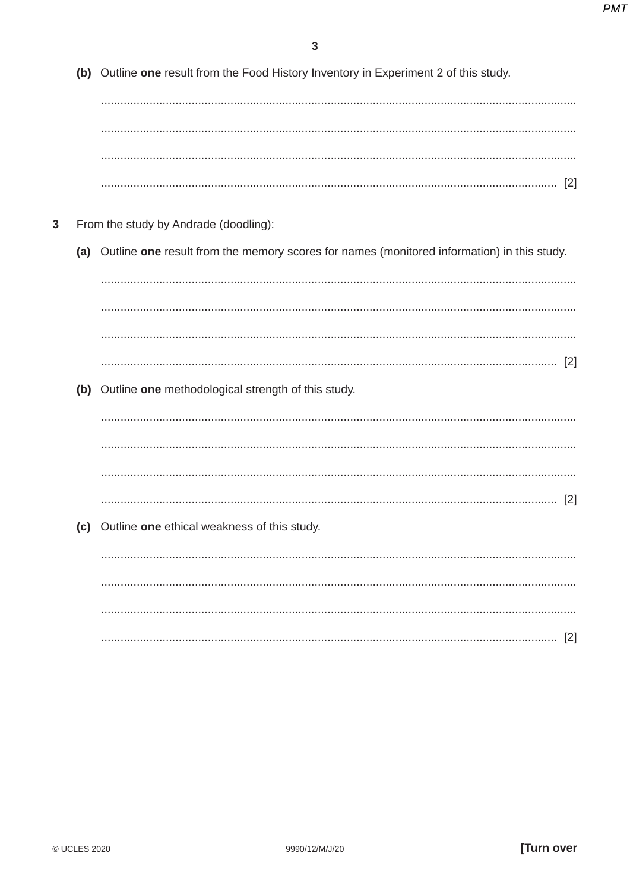**(b)** Outline **one** result from the Food History Inventory in Experiment 2 of this study.

..........................................................................................................................................

..........................................................................................................................................

..........................................................................................................................................

.................................................................................................................................... [2]

**3** From the study by Andrade (doodling):

**(a)** Outline **one** result from the memory scores for names (monitored information) in this study.

..........................................................................................................................................

..........................................................................................................................................

..........................................................................................................................................

.................................................................................................................................... [2]

**(b)** Outline **one** methodological strength of this study.

..........................................................................................................................................

..........................................................................................................................................

..........................................................................................................................................

.................................................................................................................................... [2]

**(c)** Outline **one** ethical weakness of this study.

..........................................................................................................................................

..........................................................................................................................................

..........................................................................................................................................

.................................................................................................................................... [2]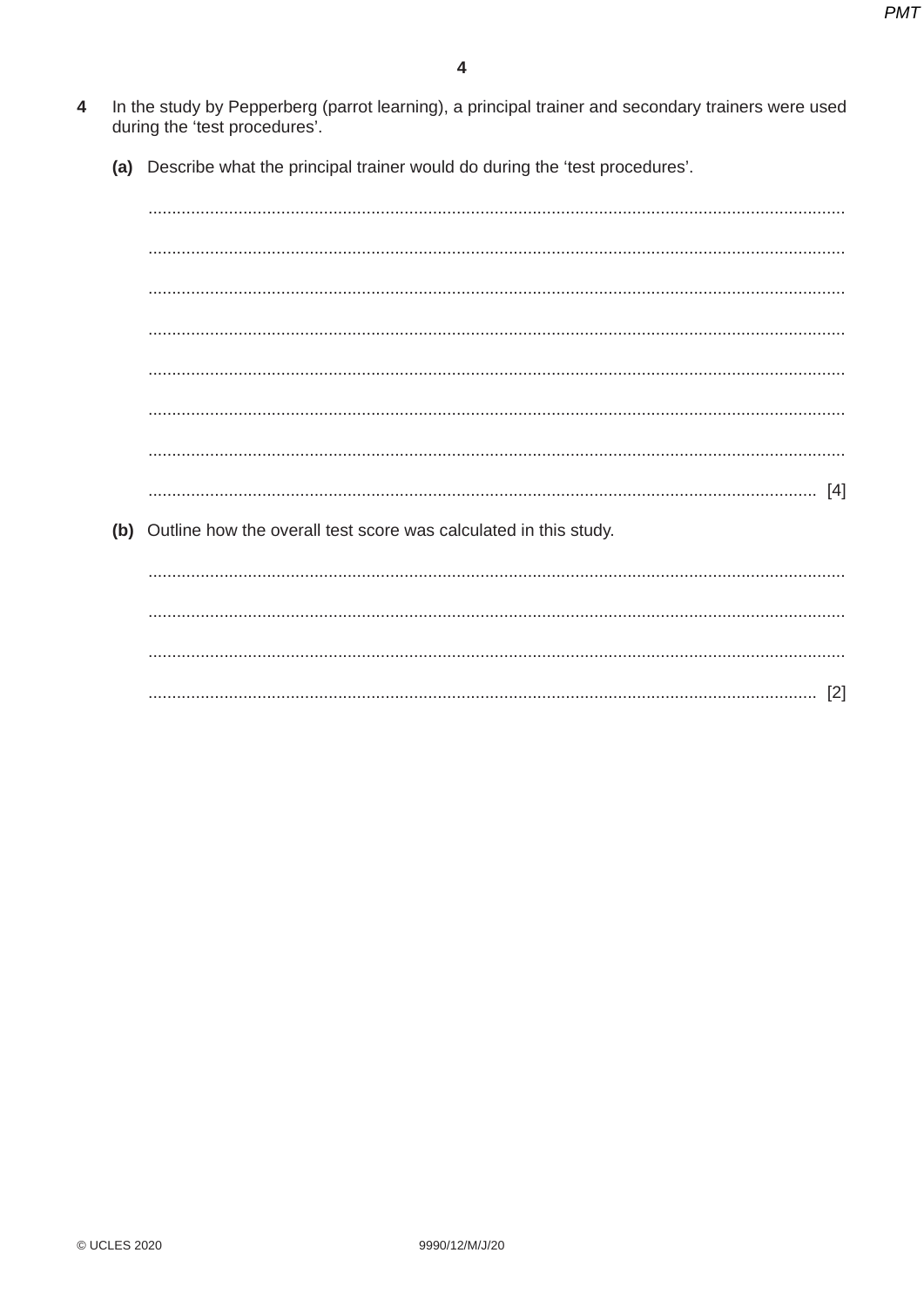**4** In the study by Pepperberg (parrot learning), a principal trainer and secondary trainers were used during the 'test procedures'.

**(a)** Describe what the principal trainer would do during the 'test procedures'.

.................................................................................................................................................

.................................................................................................................................................

.................................................................................................................................................

.................................................................................................................................................

.................................................................................................................................................

.................................................................................................................................................

.................................................................................................................................................

........................................................................................................................................... [4]

**(b)** Outline how the overall test score was calculated in this study.

.................................................................................................................................................

.................................................................................................................................................

.................................................................................................................................................

........................................................................................................................................... [2]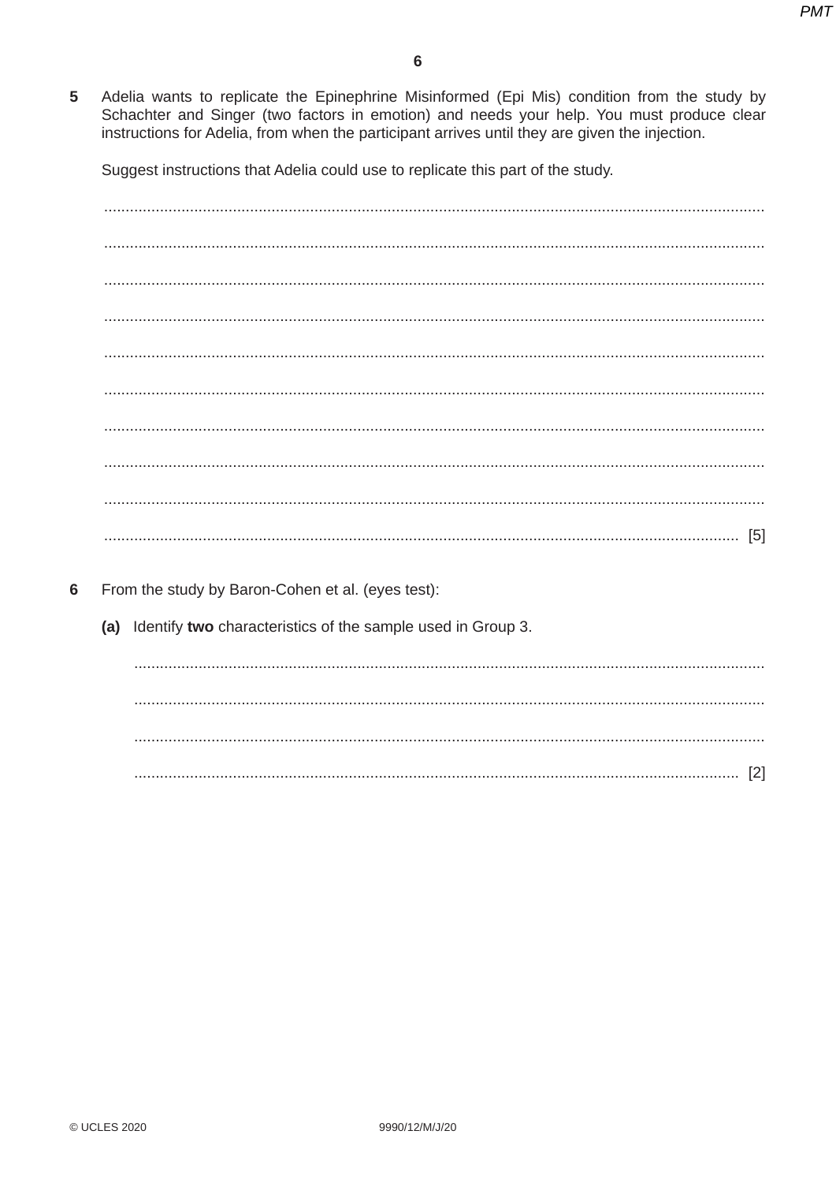**5** Adelia wants to replicate the Epinephrine Misinformed (Epi Mis) condition from the study by Schachter and Singer (two factors in emotion) and needs your help. You must produce clear instructions for Adelia, from when the participant arrives until they are given the injection.

Suggest instructions that Adelia could use to replicate this part of the study.

..........................................................................................................................................................

..........................................................................................................................................................

..........................................................................................................................................................

..........................................................................................................................................................

..........................................................................................................................................................

..........................................................................................................................................................

..........................................................................................................................................................

..........................................................................................................................................................

..........................................................................................................................................................

.................................................................................................................................................. [5]

**6** From the study by Baron-Cohen et al. (eyes test):

**(a)** Identify **two** characteristics of the sample used in Group 3.

..........................................................................................................................................................

..........................................................................................................................................................

..........................................................................................................................................................

.................................................................................................................................................. [2]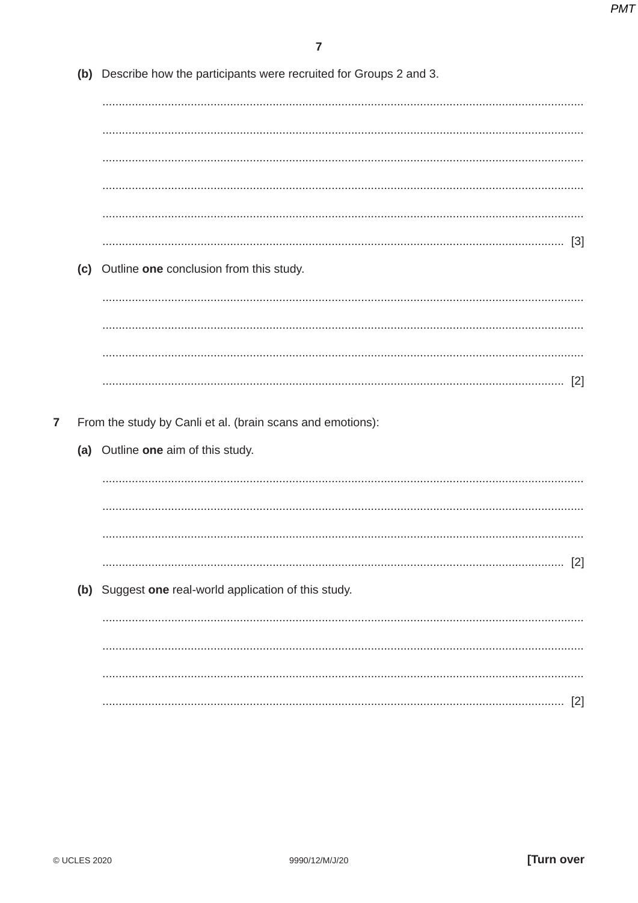**(b)** Describe how the participants were recruited for Groups 2 and 3.

..........................................................................................................................................

..........................................................................................................................................

..........................................................................................................................................

..........................................................................................................................................

..........................................................................................................................................

.................................................................................................................................... [3]

**(c)** Outline **one** conclusion from this study.

..........................................................................................................................................

..........................................................................................................................................

..........................................................................................................................................

.................................................................................................................................... [2]

**7** From the study by Canli et al. (brain scans and emotions):

**(a)** Outline **one** aim of this study.

..........................................................................................................................................

..........................................................................................................................................

..........................................................................................................................................

.................................................................................................................................... [2]

**(b)** Suggest **one** real-world application of this study.

..........................................................................................................................................

..........................................................................................................................................

..........................................................................................................................................

.................................................................................................................................... [2]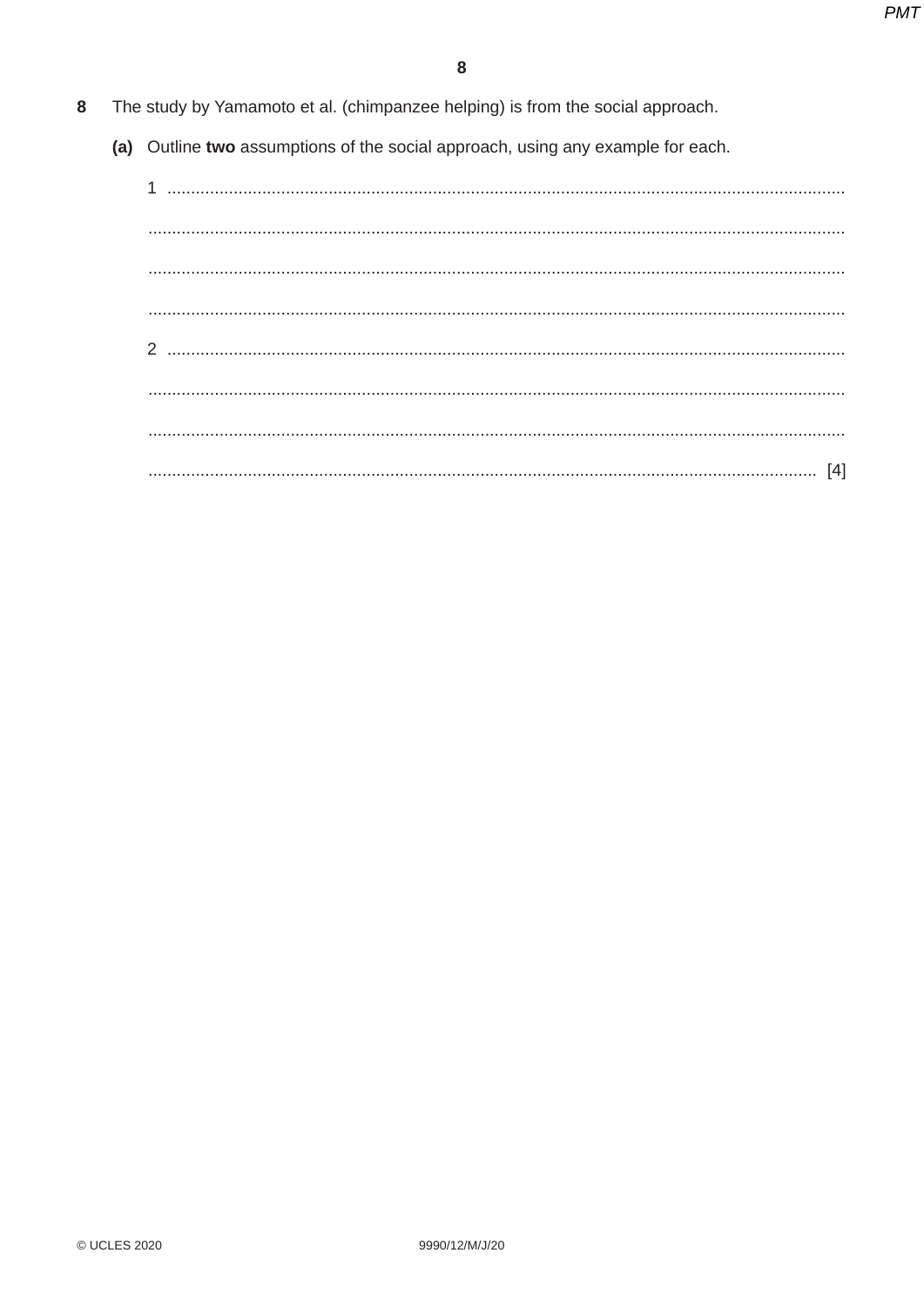**8** The study by Yamamoto et al. (chimpanzee helping) is from the social approach.

**(a)** Outline **two** assumptions of the social approach, using any example for each.

1 ..........................................................................................................................................

..........................................................................................................................................

..........................................................................................................................................

..........................................................................................................................................

2 ..........................................................................................................................................

..........................................................................................................................................

..........................................................................................................................................

.......................................................................................................................................... [4]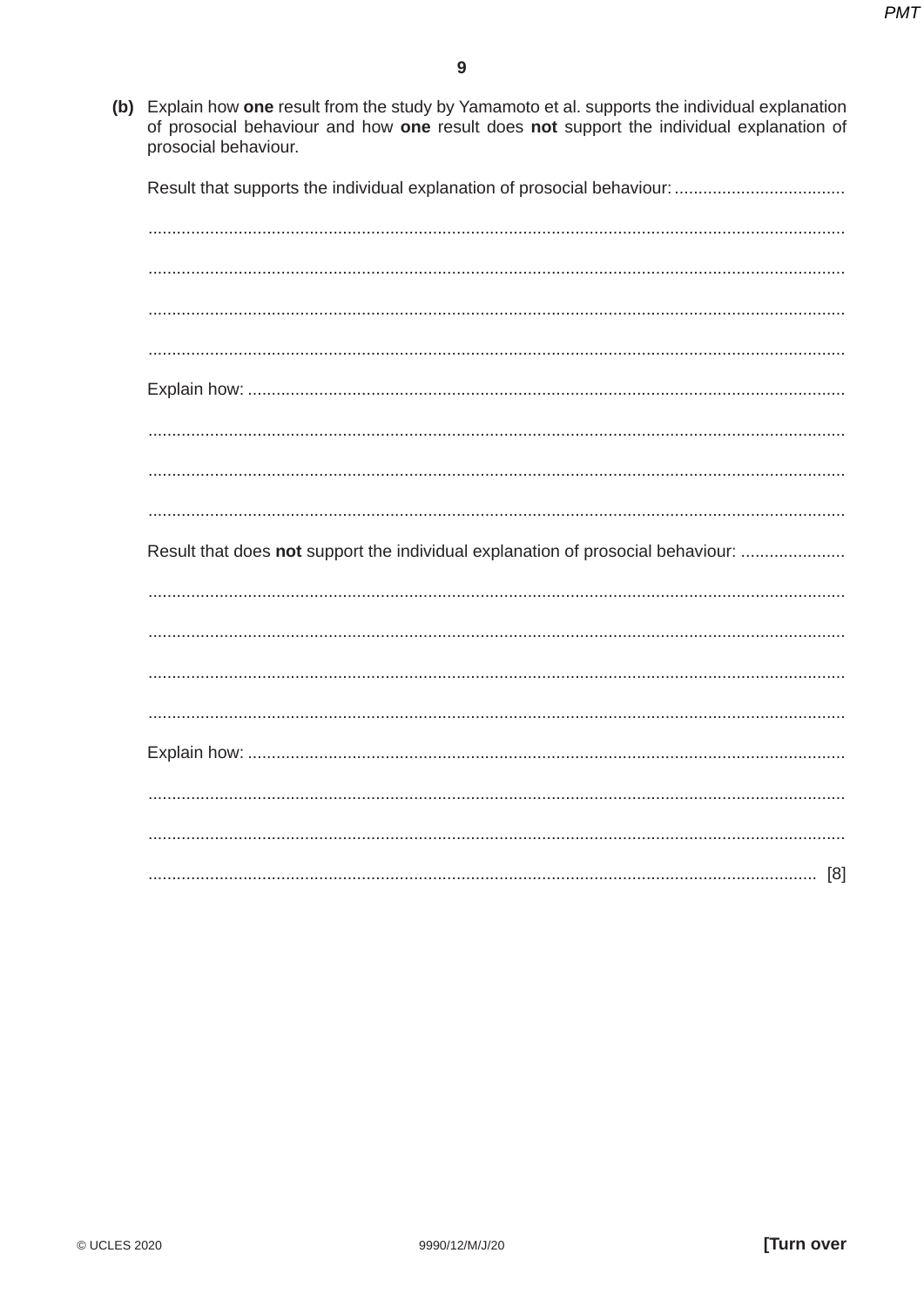**(b)** Explain how **one** result from the study by Yamamoto et al. supports the individual explanation of prosocial behaviour and how **one** result does **not** support the individual explanation of prosocial behaviour.

Result that supports the individual explanation of prosocial behaviour: ....................................

.................................................................................................................................................

.................................................................................................................................................

.................................................................................................................................................

.................................................................................................................................................

Explain how: ............................................................................................................................

.................................................................................................................................................

.................................................................................................................................................

.................................................................................................................................................

Result that does **not** support the individual explanation of prosocial behaviour: ......................

.................................................................................................................................................

.................................................................................................................................................

.................................................................................................................................................

.................................................................................................................................................

Explain how: ............................................................................................................................

.................................................................................................................................................

.................................................................................................................................................

........................................................................................................................................... [8]

© UCLES 2020 9990/12/M/J/20 **[Turn over**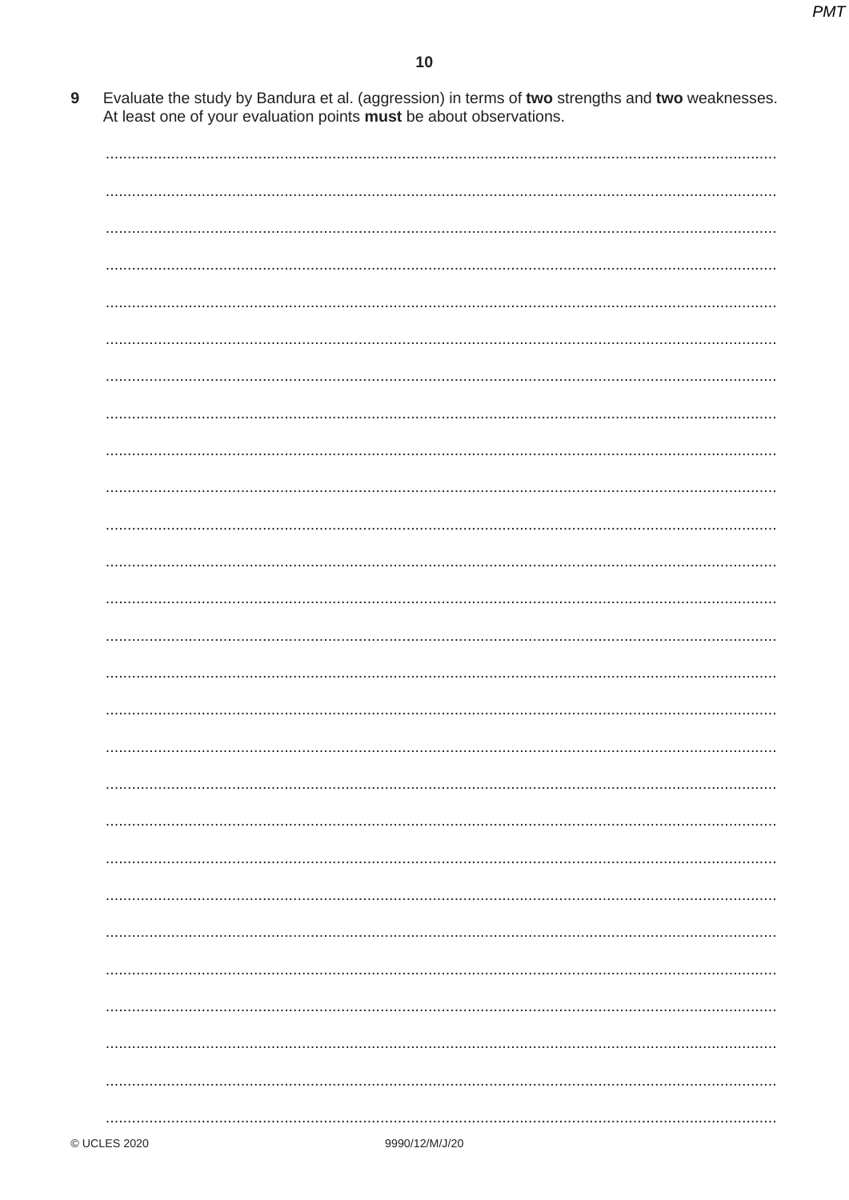**9** Evaluate the study by Bandura et al. (aggression) in terms of **two** strengths and **two** weaknesses. At least one of your evaluation points **must** be about observations.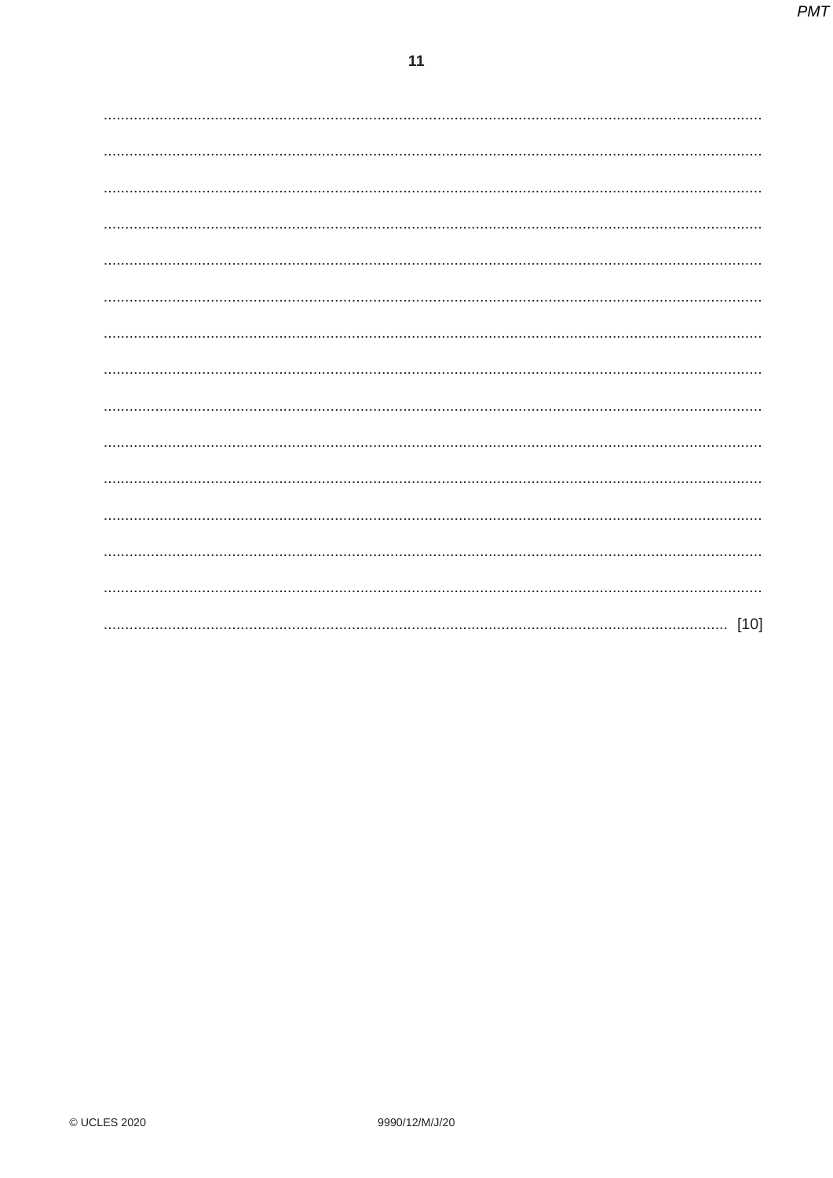.......................................................................................................................................................

.......................................................................................................................................................

.......................................................................................................................................................

.......................................................................................................................................................

.......................................................................................................................................................

.......................................................................................................................................................

.......................................................................................................................................................

.......................................................................................................................................................

.......................................................................................................................................................

.......................................................................................................................................................

.......................................................................................................................................................

.......................................................................................................................................................

.......................................................................................................................................................

.......................................................................................................................................................

............................................................................................................................................... [10]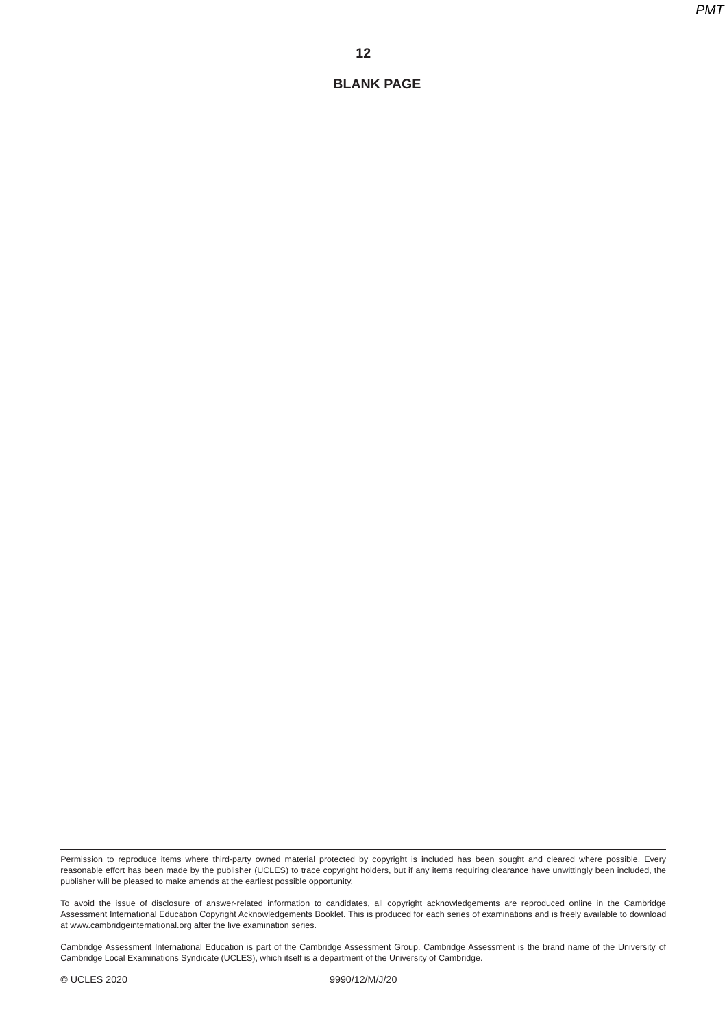**BLANK PAGE**

Permission to reproduce items where third-party owned material protected by copyright is included has been sought and cleared where possible. Every reasonable effort has been made by the publisher (UCLES) to trace copyright holders, but if any items requiring clearance have unwittingly been included, the publisher will be pleased to make amends at the earliest possible opportunity.

To avoid the issue of disclosure of answer-related information to candidates, all copyright acknowledgements are reproduced online in the Cambridge Assessment International Education Copyright Acknowledgements Booklet. This is produced for each series of examinations and is freely available to download at www.cambridgeinternational.org after the live examination series.

Cambridge Assessment International Education is part of the Cambridge Assessment Group. Cambridge Assessment is the brand name of the University of Cambridge Local Examinations Syndicate (UCLES), which itself is a department of the University of Cambridge.

© UCLES 2020 9990/12/M/J/20